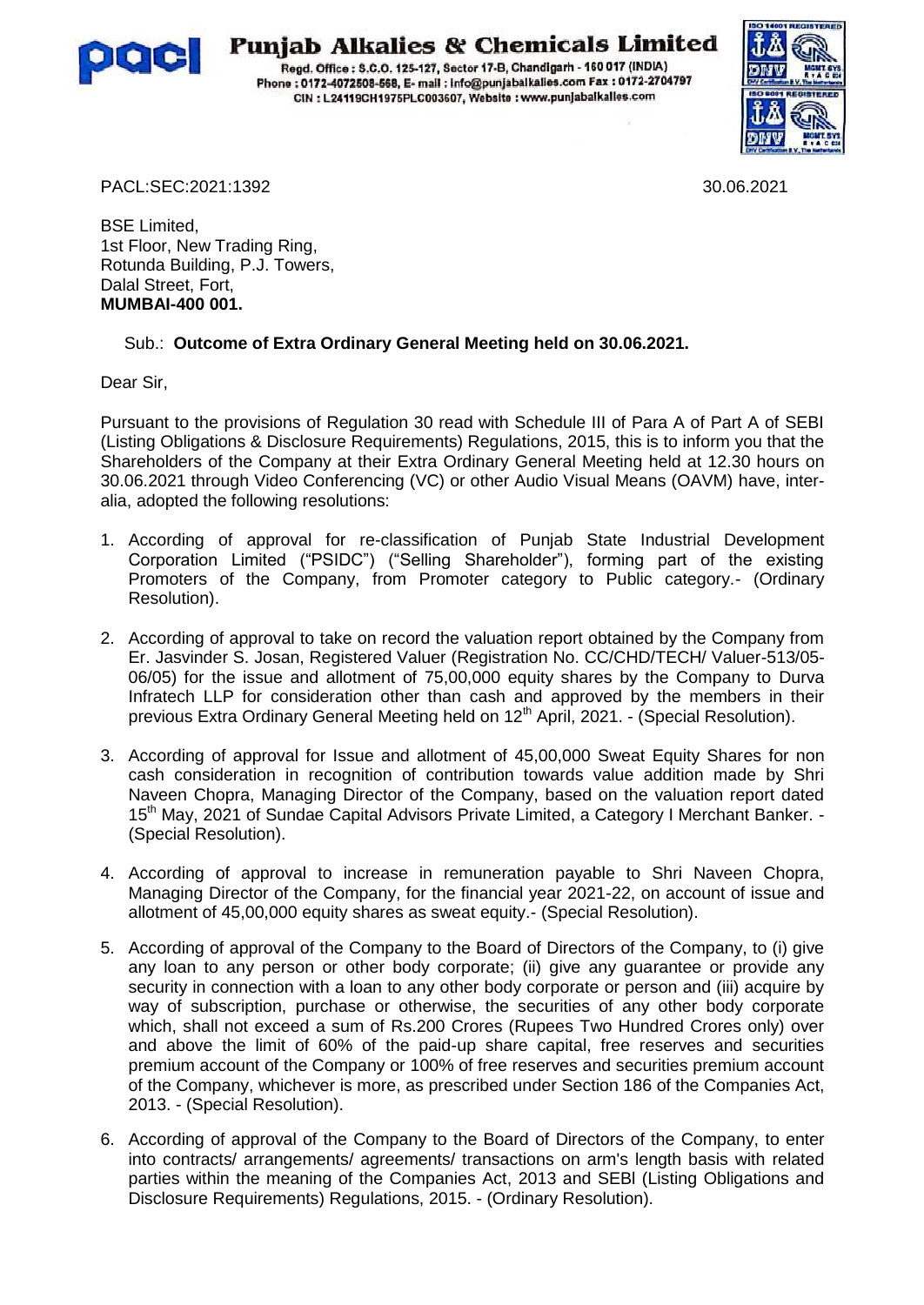# Punjab Alkalies & Chemicals Limited

Regd. Office : S.C.O. 125-127, Sector 17-B, Chandigarh - 160 017 (INDIA)
Phone : 0172-4072508-568, E- mail : info@punjabalkalies.com Fax : 0172-2704797
CIN : L24119CH1975PLC003607, Website : www.punjabalkalies.com

PACL:SEC:2021:1392

30.06.2021

BSE Limited,
1st Floor, New Trading Ring,
Rotunda Building, P.J. Towers,
Dalal Street, Fort,
**MUMBAI-400 001.**

Sub.: **Outcome of Extra Ordinary General Meeting held on 30.06.2021.**

Dear Sir,

Pursuant to the provisions of Regulation 30 read with Schedule III of Para A of Part A of SEBI (Listing Obligations & Disclosure Requirements) Regulations, 2015, this is to inform you that the Shareholders of the Company at their Extra Ordinary General Meeting held at 12.30 hours on 30.06.2021 through Video Conferencing (VC) or other Audio Visual Means (OAVM) have, inter-alia, adopted the following resolutions:

1. According of approval for re-classification of Punjab State Industrial Development Corporation Limited ("PSIDC") ("Selling Shareholder"), forming part of the existing Promoters of the Company, from Promoter category to Public category.- (Ordinary Resolution).

2. According of approval to take on record the valuation report obtained by the Company from Er. Jasvinder S. Josan, Registered Valuer (Registration No. CC/CHD/TECH/ Valuer-513/05-06/05) for the issue and allotment of 75,00,000 equity shares by the Company to Durva Infratech LLP for consideration other than cash and approved by the members in their previous Extra Ordinary General Meeting held on 12th April, 2021. - (Special Resolution).

3. According of approval for Issue and allotment of 45,00,000 Sweat Equity Shares for non cash consideration in recognition of contribution towards value addition made by Shri Naveen Chopra, Managing Director of the Company, based on the valuation report dated 15th May, 2021 of Sundae Capital Advisors Private Limited, a Category I Merchant Banker. - (Special Resolution).

4. According of approval to increase in remuneration payable to Shri Naveen Chopra, Managing Director of the Company, for the financial year 2021-22, on account of issue and allotment of 45,00,000 equity shares as sweat equity.- (Special Resolution).

5. According of approval of the Company to the Board of Directors of the Company, to (i) give any loan to any person or other body corporate; (ii) give any guarantee or provide any security in connection with a loan to any other body corporate or person and (iii) acquire by way of subscription, purchase or otherwise, the securities of any other body corporate which, shall not exceed a sum of Rs.200 Crores (Rupees Two Hundred Crores only) over and above the limit of 60% of the paid-up share capital, free reserves and securities premium account of the Company or 100% of free reserves and securities premium account of the Company, whichever is more, as prescribed under Section 186 of the Companies Act, 2013. - (Special Resolution).

6. According of approval of the Company to the Board of Directors of the Company, to enter into contracts/ arrangements/ agreements/ transactions on arm's length basis with related parties within the meaning of the Companies Act, 2013 and SEBI (Listing Obligations and Disclosure Requirements) Regulations, 2015. - (Ordinary Resolution).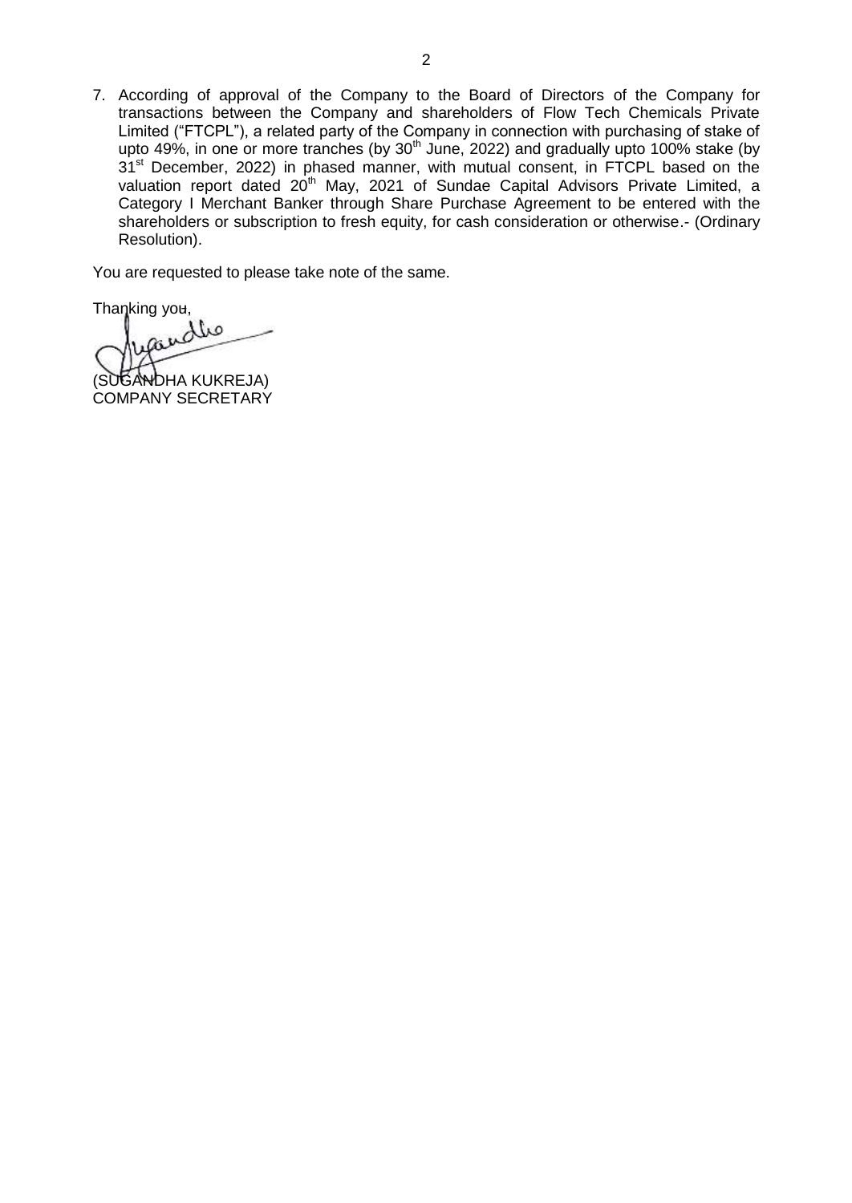7. According of approval of the Company to the Board of Directors of the Company for transactions between the Company and shareholders of Flow Tech Chemicals Private Limited ("FTCPL"), a related party of the Company in connection with purchasing of stake of upto 49%, in one or more tranches (by 30th June, 2022) and gradually upto 100% stake (by 31st December, 2022) in phased manner, with mutual consent, in FTCPL based on the valuation report dated 20th May, 2021 of Sundae Capital Advisors Private Limited, a Category I Merchant Banker through Share Purchase Agreement to be entered with the shareholders or subscription to fresh equity, for cash consideration or otherwise.- (Ordinary Resolution).

You are requested to please take note of the same.

Thanking you,

(SUGANDHA KUKREJA)
COMPANY SECRETARY